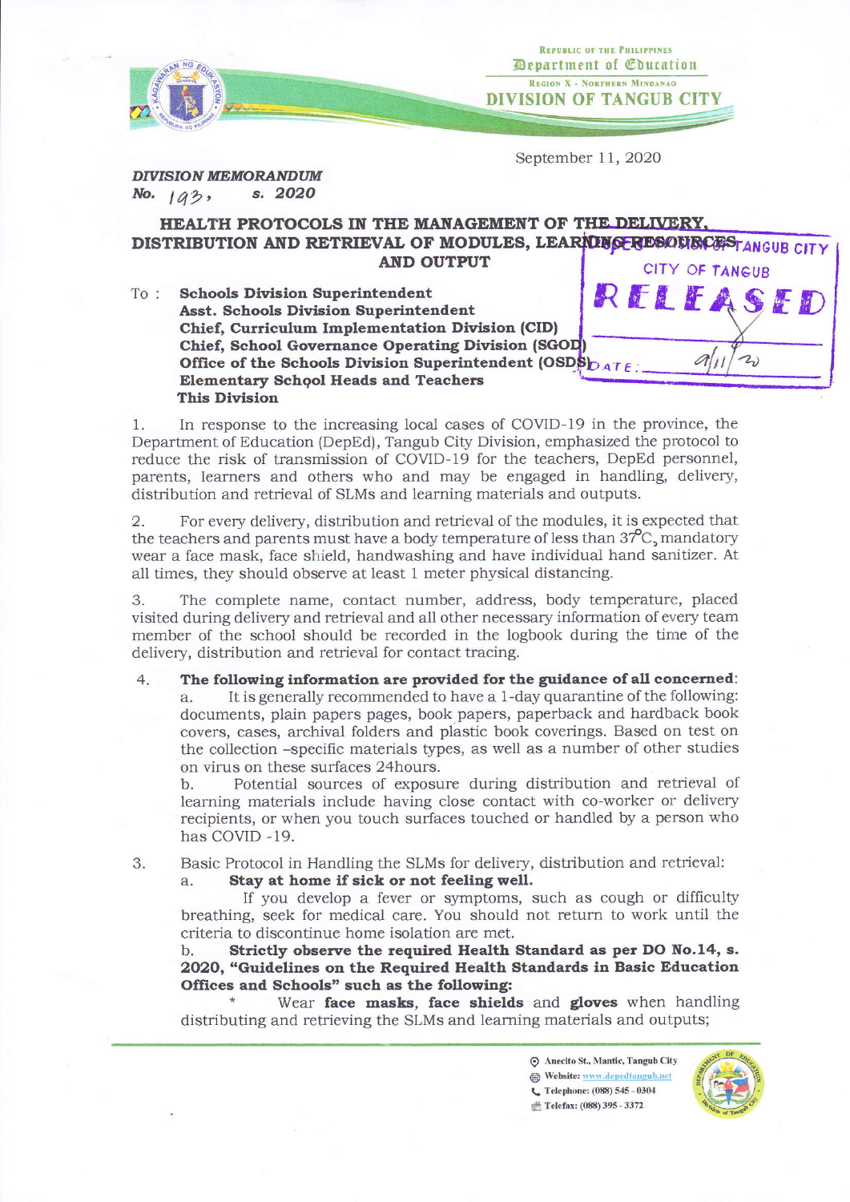Republic of the Philippines
Department of Education
Region X - Northern Mindanao
DIVISION OF TANGUB CITY

September 11, 2020

***DIVISION MEMORANDUM***
***No. 193, s. 2020***

## HEALTH PROTOCOLS IN THE MANAGEMENT OF THE DELIVERY, DISTRIBUTION AND RETRIEVAL OF MODULES, LEARNING RESOURCES AND OUTPUT

RECORDS SECTION DEPED TANGUB CITY
CITY OF TANGUB
RELEASED
DATE: 9/11/20

To : **Schools Division Superintendent**
**Asst. Schools Division Superintendent**
**Chief, Curriculum Implementation Division (CID)**
**Chief, School Governance Operating Division (SGOD)**
**Office of the Schools Division Superintendent (OSDS)**
**Elementary School Heads and Teachers**
**This Division**

1. In response to the increasing local cases of COVID-19 in the province, the Department of Education (DepEd), Tangub City Division, emphasized the protocol to reduce the risk of transmission of COVID-19 for the teachers, DepEd personnel, parents, learners and others who and may be engaged in handling, delivery, distribution and retrieval of SLMs and learning materials and outputs.

2. For every delivery, distribution and retrieval of the modules, it is expected that the teachers and parents must have a body temperature of less than 37°C, mandatory wear a face mask, face shield, handwashing and have individual hand sanitizer. At all times, they should observe at least 1 meter physical distancing.

3. The complete name, contact number, address, body temperature, placed visited during delivery and retrieval and all other necessary information of every team member of the school should be recorded in the logbook during the time of the delivery, distribution and retrieval for contact tracing.

4. **The following information are provided for the guidance of all concerned**:
   a. It is generally recommended to have a 1-day quarantine of the following: documents, plain papers pages, book papers, paperback and hardback book covers, cases, archival folders and plastic book coverings. Based on test on the collection -specific materials types, as well as a number of other studies on virus on these surfaces 24hours.
   b. Potential sources of exposure during distribution and retrieval of learning materials include having close contact with co-worker or delivery recipients, or when you touch surfaces touched or handled by a person who has COVID -19.

3. Basic Protocol in Handling the SLMs for delivery, distribution and retrieval:
   a. **Stay at home if sick or not feeling well.**
   If you develop a fever or symptoms, such as cough or difficulty breathing, seek for medical care. You should not return to work until the criteria to discontinue home isolation are met.
   b. **Strictly observe the required Health Standard as per DO No.14, s. 2020, "Guidelines on the Required Health Standards in Basic Education Offices and Schools" such as the following:**
   * Wear **face masks**, **face shields** and **gloves** when handling distributing and retrieving the SLMs and learning materials and outputs;

Anecito St., Mantic, Tangub City
Website: www.depedtangub.net
Telephone: (088) 545 - 0304
Telefax: (088) 395 - 3372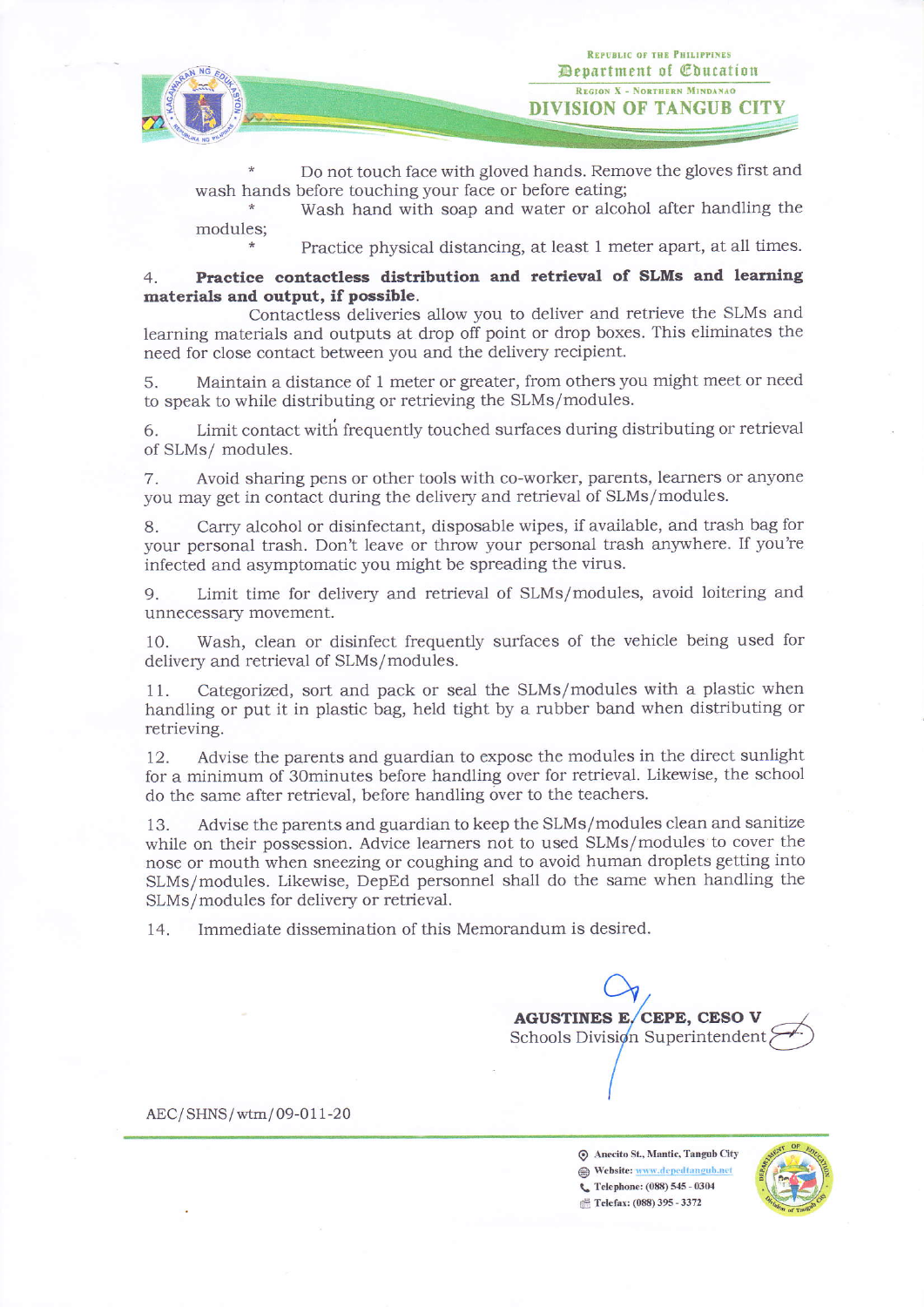* Do not touch face with gloved hands. Remove the gloves first and wash hands before touching your face or before eating;
* Wash hand with soap and water or alcohol after handling the modules;
* Practice physical distancing, at least 1 meter apart, at all times.

4. **Practice contactless distribution and retrieval of SLMs and learning materials and output, if possible.**
Contactless deliveries allow you to deliver and retrieve the SLMs and learning materials and outputs at drop off point or drop boxes. This eliminates the need for close contact between you and the delivery recipient.

5. Maintain a distance of 1 meter or greater, from others you might meet or need to speak to while distributing or retrieving the SLMs/modules.

6. Limit contact with frequently touched surfaces during distributing or retrieval of SLMs/ modules.

7. Avoid sharing pens or other tools with co-worker, parents, learners or anyone you may get in contact during the delivery and retrieval of SLMs/modules.

8. Carry alcohol or disinfectant, disposable wipes, if available, and trash bag for your personal trash. Don't leave or throw your personal trash anywhere. If you're infected and asymptomatic you might be spreading the virus.

9. Limit time for delivery and retrieval of SLMs/modules, avoid loitering and unnecessary movement.

10. Wash, clean or disinfect frequently surfaces of the vehicle being used for delivery and retrieval of SLMs/modules.

11. Categorized, sort and pack or seal the SLMs/modules with a plastic when handling or put it in plastic bag, held tight by a rubber band when distributing or retrieving.

12. Advise the parents and guardian to expose the modules in the direct sunlight for a minimum of 30minutes before handling over for retrieval. Likewise, the school do the same after retrieval, before handling over to the teachers.

13. Advise the parents and guardian to keep the SLMs/modules clean and sanitize while on their possession. Advice learners not to used SLMs/modules to cover the nose or mouth when sneezing or coughing and to avoid human droplets getting into SLMs/modules. Likewise, DepEd personnel shall do the same when handling the SLMs/modules for delivery or retrieval.

14. Immediate dissemination of this Memorandum is desired.

**AGUSTINES E. CEPE, CESO V**
Schools Division Superintendent

AEC/SHNS/wtm/09-011-20

Anecito St., Mantic, Tangub City
Website: www.depedtangub.net
Telephone: (088) 545 - 0304
Telefax: (088) 395 - 3372